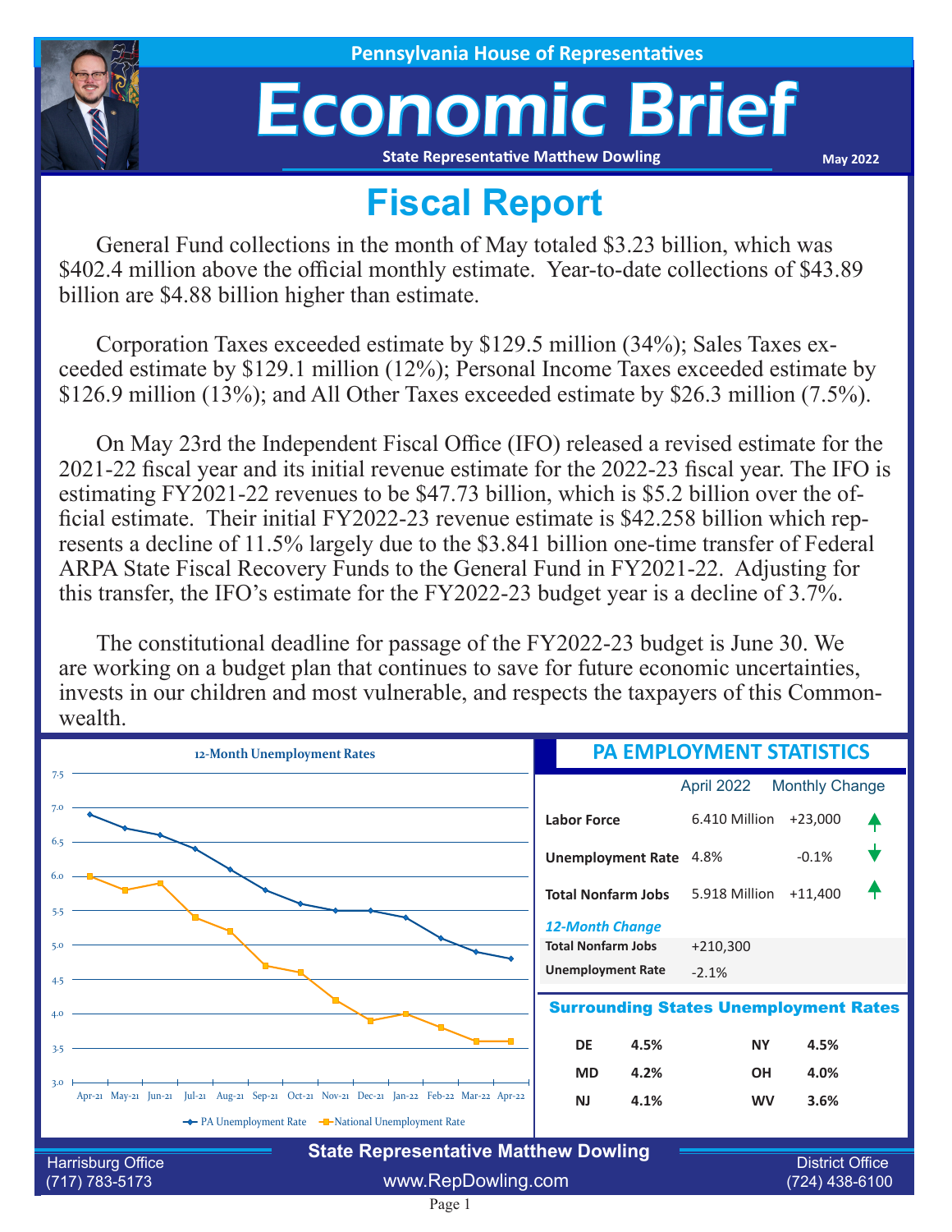Pennsylvania House of Representatives

# Economic Brief

State Representative Matthew Dowling

May 2022

## Fiscal Report

General Fund collections in the month of May totaled $3.23 billion, which was $402.4 million above the official monthly estimate. Year-to-date collections of $43.89 billion are $4.88 billion higher than estimate.

Corporation Taxes exceeded estimate by $129.5 million (34%); Sales Taxes exceeded estimate by $129.1 million (12%); Personal Income Taxes exceeded estimate by $126.9 million (13%); and All Other Taxes exceeded estimate by $26.3 million (7.5%).

On May 23rd the Independent Fiscal Office (IFO) released a revised estimate for the 2021-22 fiscal year and its initial revenue estimate for the 2022-23 fiscal year. The IFO is estimating FY2021-22 revenues to be $47.73 billion, which is $5.2 billion over the official estimate. Their initial FY2022-23 revenue estimate is $42.258 billion which represents a decline of 11.5% largely due to the $3.841 billion one-time transfer of Federal ARPA State Fiscal Recovery Funds to the General Fund in FY2021-22. Adjusting for this transfer, the IFO's estimate for the FY2022-23 budget year is a decline of 3.7%.

The constitutional deadline for passage of the FY2022-23 budget is June 30. We are working on a budget plan that continues to save for future economic uncertainties, invests in our children and most vulnerable, and respects the taxpayers of this Commonwealth.

### 12-Month Unemployment Rates

| Month | PA Unemployment Rate | National Unemployment Rate |
|---|---|---|
| Apr-21 | 6.9 | 6.0 |
| May-21 | 6.7 | 5.8 |
| Jun-21 | 6.6 | 5.9 |
| Jul-21 | 6.4 | 5.4 |
| Aug-21 | 6.1 | 5.2 |
| Sep-21 | 5.8 | 4.7 |
| Oct-21 | 5.6 | 4.6 |
| Nov-21 | 5.5 | 4.2 |
| Dec-21 | 5.5 | 3.9 |
| Jan-22 | 5.4 | 4.0 |
| Feb-22 | 5.1 | 3.8 |
| Mar-22 | 4.9 | 3.6 |
| Apr-22 | 4.8 | 3.6 |

### PA EMPLOYMENT STATISTICS

| | April 2022 | Monthly Change |
|---|---|---|
| **Labor Force** | 6.410 Million | +23,000 ↑ |
| **Unemployment Rate** | 4.8% | -0.1% ↓ |
| **Total Nonfarm Jobs** | 5.918 Million | +11,400 ↑ |

*12-Month Change*

| | |
|---|---|
| **Total Nonfarm Jobs** | +210,300 |
| **Unemployment Rate** | -2.1% |

### Surrounding States Unemployment Rates

| State | Rate | State | Rate |
|---|---|---|---|
| DE | 4.5% | NY | 4.5% |
| MD | 4.2% | OH | 4.0% |
| NJ | 4.1% | WV | 3.6% |

State Representative Matthew Dowling

Harrisburg Office (717) 783-5173 | www.RepDowling.com | District Office (724) 438-6100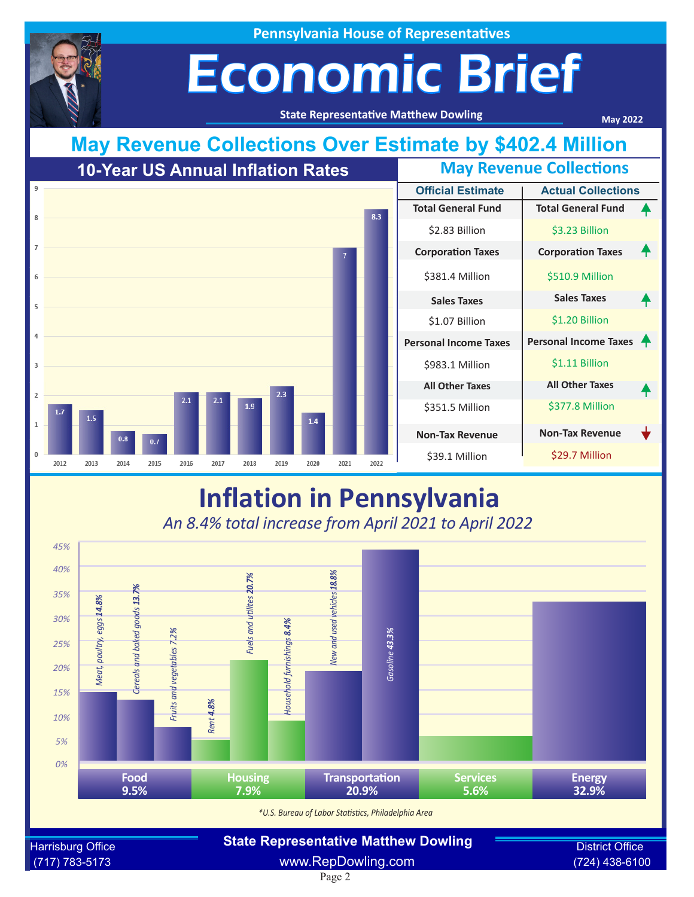Pennsylvania House of Representatives

# Economic Brief

State Representative Matthew Dowling

May 2022

## May Revenue Collections Over Estimate by $402.4 Million

### 10-Year US Annual Inflation Rates

9
8
7
6
5
4
3
2
1
0

1.7 1.5 0.8 0.7 2.1 2.1 1.9 2.3 1.4 7 8.3

2012 2013 2014 2015 2016 2017 2018 2019 2020 2021 2022

### May Revenue Collections

| Official Estimate | Actual Collections |
|---|---|
| **Total General Fund** | **Total General Fund** ▲ |
| $2.83 Billion | $3.23 Billion |
| **Corporation Taxes** | **Corporation Taxes** ▲ |
| $381.4 Million | $510.9 Million |
| **Sales Taxes** | **Sales Taxes** ▲ |
| $1.07 Billion | $1.20 Billion |
| **Personal Income Taxes** | **Personal Income Taxes** ▲ |
| $983.1 Million | $1.11 Billion |
| **All Other Taxes** | **All Other Taxes** ▲ |
| $351.5 Million | $377.8 Million |
| **Non-Tax Revenue** | **Non-Tax Revenue** ▼ |
| $39.1 Million | $29.7 Million |

## Inflation in Pennsylvania

*An 8.4% total increase from April 2021 to April 2022*

45%
40%
35%
30%
25%
20%
15%
10%
5%
0%

*Meat, poultry, eggs* ***14.8%***
*Cereals and baked goods* ***13.7%***
*Fruits and vegetables* *7.2%*
*Rent* ***4.8%***
*Fuels and utilites* ***20.7%***
*Household furnishings* ***8.4%***
*New and used vehicles* ***18.8%***
*Gasoline* ***43.3%***

**Food** 9.5%
**Housing** 7.9%
**Transportation** 20.9%
**Services** 5.6%
**Energy** 32.9%

*\*U.S. Bureau of Labor Statistics, Philadelphia Area*

Harrisburg Office
(717) 783-5173

**State Representative Matthew Dowling**
www.RepDowling.com

District Office
(724) 438-6100